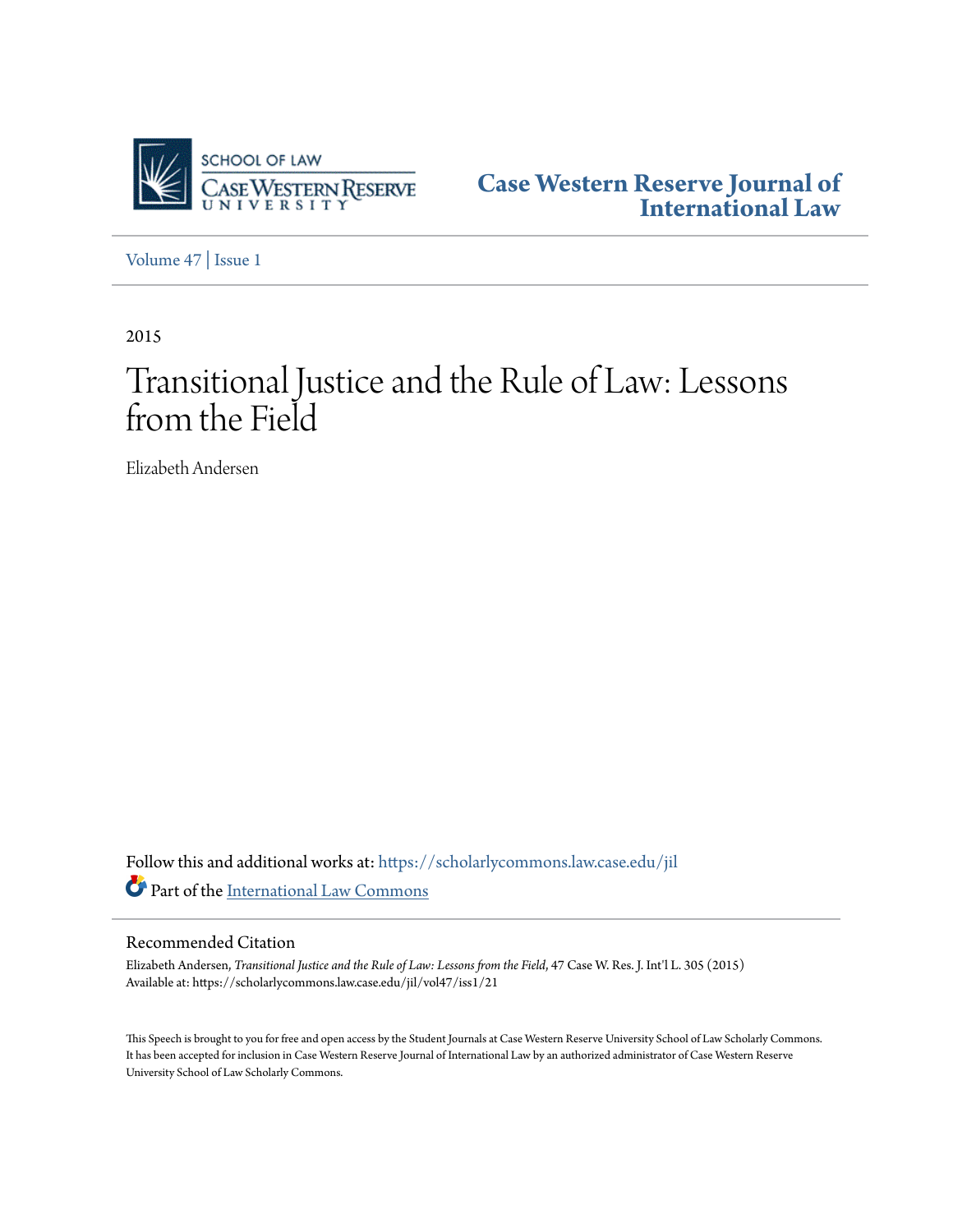Case Western Reserve Journal of International Law

Volume 47 | Issue 1

2015

# Transitional Justice and the Rule of Law: Lessons from the Field

Elizabeth Andersen

Follow this and additional works at: https://scholarlycommons.law.case.edu/jil

Part of the International Law Commons

## Recommended Citation

Elizabeth Andersen, *Transitional Justice and the Rule of Law: Lessons from the Field*, 47 Case W. Res. J. Int'l L. 305 (2015)
Available at: https://scholarlycommons.law.case.edu/jil/vol47/iss1/21

This Speech is brought to you for free and open access by the Student Journals at Case Western Reserve University School of Law Scholarly Commons. It has been accepted for inclusion in Case Western Reserve Journal of International Law by an authorized administrator of Case Western Reserve University School of Law Scholarly Commons.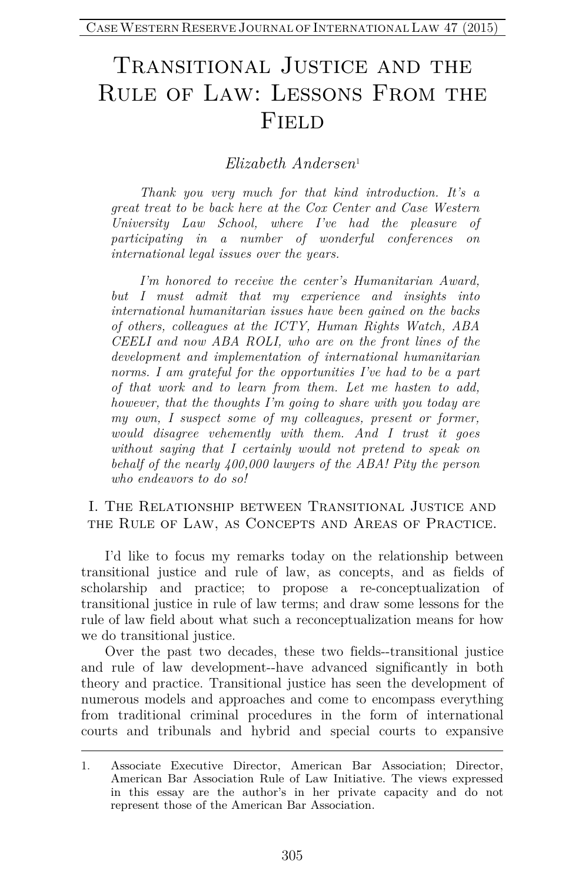# Transitional Justice and the Rule of Law: Lessons From the Field

*Elizabeth Andersen*[1]

*Thank you very much for that kind introduction. It's a great treat to be back here at the Cox Center and Case Western University Law School, where I've had the pleasure of participating in a number of wonderful conferences on international legal issues over the years.*

*I'm honored to receive the center's Humanitarian Award, but I must admit that my experience and insights into international humanitarian issues have been gained on the backs of others, colleagues at the ICTY, Human Rights Watch, ABA CEELI and now ABA ROLI, who are on the front lines of the development and implementation of international humanitarian norms. I am grateful for the opportunities I've had to be a part of that work and to learn from them. Let me hasten to add, however, that the thoughts I'm going to share with you today are my own, I suspect some of my colleagues, present or former, would disagree vehemently with them. And I trust it goes without saying that I certainly would not pretend to speak on behalf of the nearly 400,000 lawyers of the ABA! Pity the person who endeavors to do so!*

## I. The Relationship between Transitional Justice and the Rule of Law, as Concepts and Areas of Practice.

I'd like to focus my remarks today on the relationship between transitional justice and rule of law, as concepts, and as fields of scholarship and practice; to propose a re-conceptualization of transitional justice in rule of law terms; and draw some lessons for the rule of law field about what such a reconceptualization means for how we do transitional justice.

Over the past two decades, these two fields--transitional justice and rule of law development--have advanced significantly in both theory and practice. Transitional justice has seen the development of numerous models and approaches and come to encompass everything from traditional criminal procedures in the form of international courts and tribunals and hybrid and special courts to expansive

---

1. Associate Executive Director, American Bar Association; Director, American Bar Association Rule of Law Initiative. The views expressed in this essay are the author's in her private capacity and do not represent those of the American Bar Association.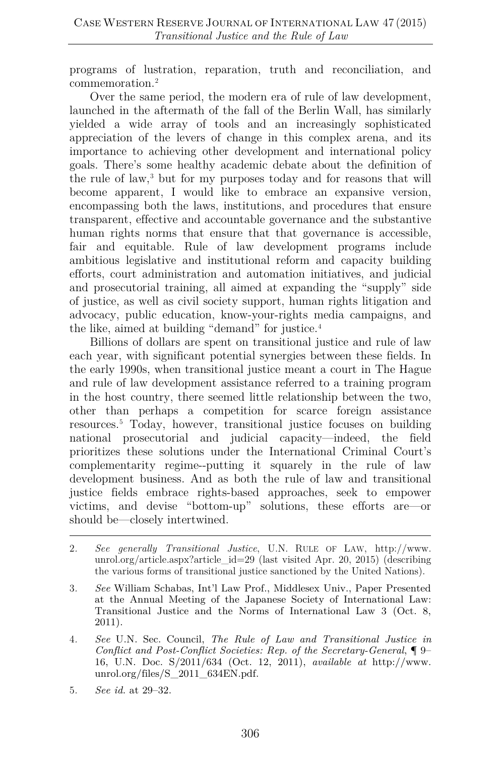programs of lustration, reparation, truth and reconciliation, and commemoration.[2]

Over the same period, the modern era of rule of law development, launched in the aftermath of the fall of the Berlin Wall, has similarly yielded a wide array of tools and an increasingly sophisticated appreciation of the levers of change in this complex arena, and its importance to achieving other development and international policy goals. There's some healthy academic debate about the definition of the rule of law,[3] but for my purposes today and for reasons that will become apparent, I would like to embrace an expansive version, encompassing both the laws, institutions, and procedures that ensure transparent, effective and accountable governance and the substantive human rights norms that ensure that that governance is accessible, fair and equitable. Rule of law development programs include ambitious legislative and institutional reform and capacity building efforts, court administration and automation initiatives, and judicial and prosecutorial training, all aimed at expanding the "supply" side of justice, as well as civil society support, human rights litigation and advocacy, public education, know-your-rights media campaigns, and the like, aimed at building "demand" for justice.[4]

Billions of dollars are spent on transitional justice and rule of law each year, with significant potential synergies between these fields. In the early 1990s, when transitional justice meant a court in The Hague and rule of law development assistance referred to a training program in the host country, there seemed little relationship between the two, other than perhaps a competition for scarce foreign assistance resources.[5] Today, however, transitional justice focuses on building national prosecutorial and judicial capacity—indeed, the field prioritizes these solutions under the International Criminal Court's complementarity regime--putting it squarely in the rule of law development business. And as both the rule of law and transitional justice fields embrace rights-based approaches, seek to empower victims, and devise "bottom-up" solutions, these efforts are—or should be—closely intertwined.

---

2. *See generally Transitional Justice*, U.N. RULE OF LAW, http://www.unrol.org/article.aspx?article_id=29 (last visited Apr. 20, 2015) (describing the various forms of transitional justice sanctioned by the United Nations).

3. *See* William Schabas, Int'l Law Prof., Middlesex Univ., Paper Presented at the Annual Meeting of the Japanese Society of International Law: Transitional Justice and the Norms of International Law 3 (Oct. 8, 2011).

4. *See* U.N. Sec. Council, *The Rule of Law and Transitional Justice in Conflict and Post-Conflict Societies: Rep. of the Secretary-General*, ¶ 9–16, U.N. Doc. S/2011/634 (Oct. 12, 2011), *available at* http://www.unrol.org/files/S_2011_634EN.pdf.

5. *See id.* at 29–32.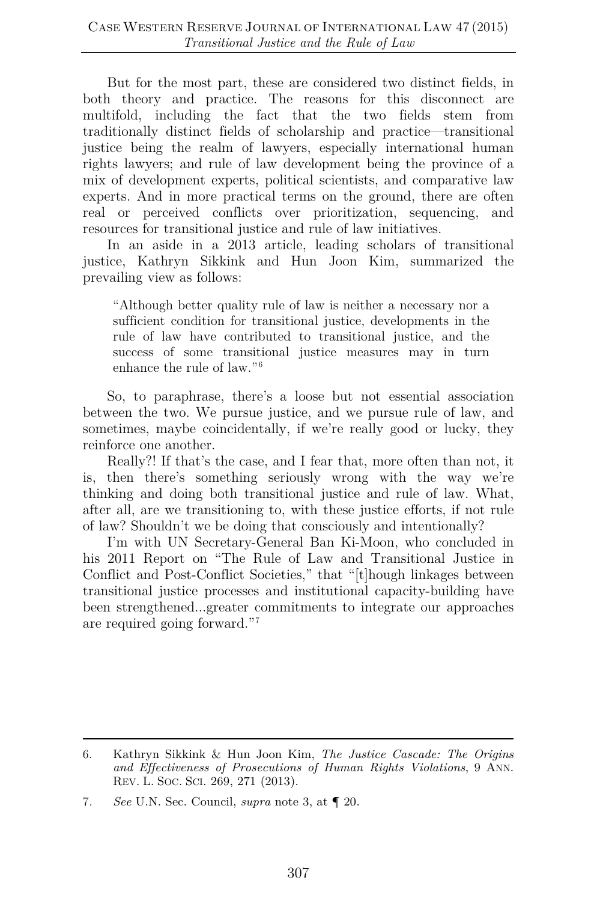But for the most part, these are considered two distinct fields, in both theory and practice. The reasons for this disconnect are multifold, including the fact that the two fields stem from traditionally distinct fields of scholarship and practice—transitional justice being the realm of lawyers, especially international human rights lawyers; and rule of law development being the province of a mix of development experts, political scientists, and comparative law experts. And in more practical terms on the ground, there are often real or perceived conflicts over prioritization, sequencing, and resources for transitional justice and rule of law initiatives.

In an aside in a 2013 article, leading scholars of transitional justice, Kathryn Sikkink and Hun Joon Kim, summarized the prevailing view as follows:

> "Although better quality rule of law is neither a necessary nor a sufficient condition for transitional justice, developments in the rule of law have contributed to transitional justice, and the success of some transitional justice measures may in turn enhance the rule of law."[6]

So, to paraphrase, there's a loose but not essential association between the two. We pursue justice, and we pursue rule of law, and sometimes, maybe coincidentally, if we're really good or lucky, they reinforce one another.

Really?! If that's the case, and I fear that, more often than not, it is, then there's something seriously wrong with the way we're thinking and doing both transitional justice and rule of law. What, after all, are we transitioning to, with these justice efforts, if not rule of law? Shouldn't we be doing that consciously and intentionally?

I'm with UN Secretary-General Ban Ki-Moon, who concluded in his 2011 Report on "The Rule of Law and Transitional Justice in Conflict and Post-Conflict Societies," that "[t]hough linkages between transitional justice processes and institutional capacity-building have been strengthened...greater commitments to integrate our approaches are required going forward."[7]

---

6. Kathryn Sikkink & Hun Joon Kim, *The Justice Cascade: The Origins and Effectiveness of Prosecutions of Human Rights Violations*, 9 ANN. REV. L. SOC. SCI. 269, 271 (2013).

7. *See* U.N. Sec. Council, *supra* note 3, at ¶ 20.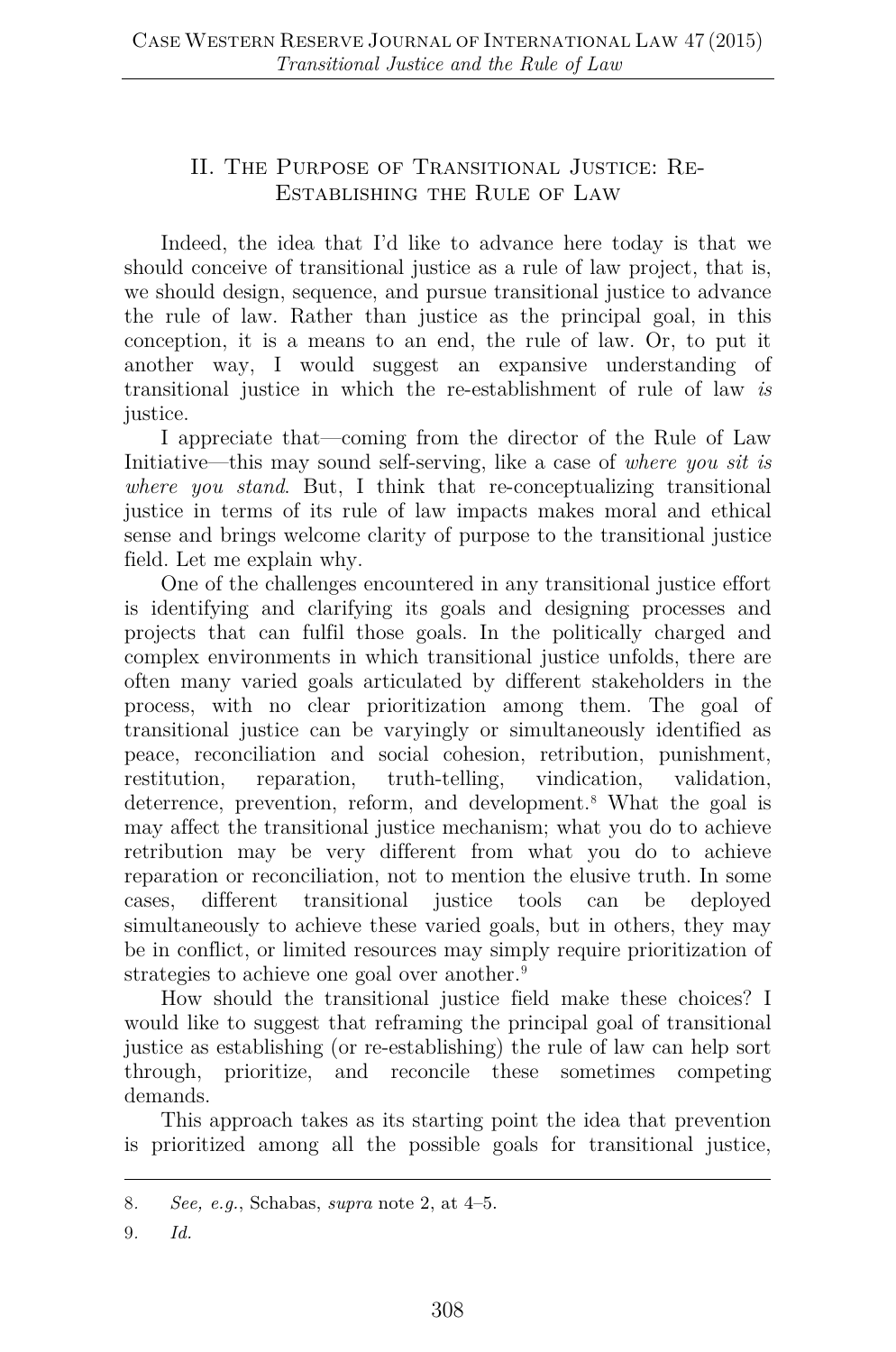## II. The Purpose of Transitional Justice: Re-Establishing the Rule of Law

Indeed, the idea that I'd like to advance here today is that we should conceive of transitional justice as a rule of law project, that is, we should design, sequence, and pursue transitional justice to advance the rule of law. Rather than justice as the principal goal, in this conception, it is a means to an end, the rule of law. Or, to put it another way, I would suggest an expansive understanding of transitional justice in which the re-establishment of rule of law *is* justice.

I appreciate that—coming from the director of the Rule of Law Initiative—this may sound self-serving, like a case of *where you sit is where you stand*. But, I think that re-conceptualizing transitional justice in terms of its rule of law impacts makes moral and ethical sense and brings welcome clarity of purpose to the transitional justice field. Let me explain why.

One of the challenges encountered in any transitional justice effort is identifying and clarifying its goals and designing processes and projects that can fulfil those goals. In the politically charged and complex environments in which transitional justice unfolds, there are often many varied goals articulated by different stakeholders in the process, with no clear prioritization among them. The goal of transitional justice can be varyingly or simultaneously identified as peace, reconciliation and social cohesion, retribution, punishment, restitution, reparation, truth-telling, vindication, validation, deterrence, prevention, reform, and development.[8] What the goal is may affect the transitional justice mechanism; what you do to achieve retribution may be very different from what you do to achieve reparation or reconciliation, not to mention the elusive truth. In some cases, different transitional justice tools can be deployed simultaneously to achieve these varied goals, but in others, they may be in conflict, or limited resources may simply require prioritization of strategies to achieve one goal over another.[9]

How should the transitional justice field make these choices? I would like to suggest that reframing the principal goal of transitional justice as establishing (or re-establishing) the rule of law can help sort through, prioritize, and reconcile these sometimes competing demands.

This approach takes as its starting point the idea that prevention is prioritized among all the possible goals for transitional justice,

---

8. *See, e.g.*, Schabas, *supra* note 2, at 4–5.

9. *Id.*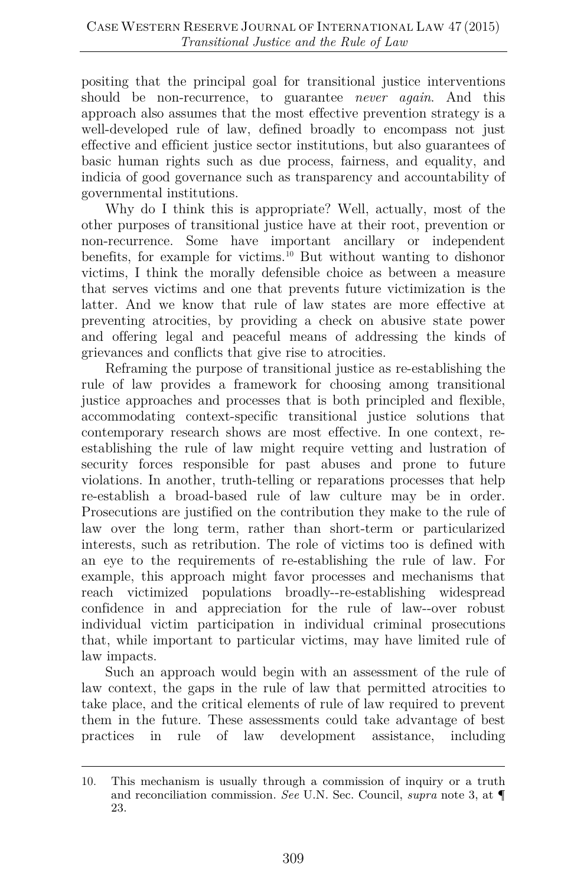positing that the principal goal for transitional justice interventions should be non-recurrence, to guarantee *never again*. And this approach also assumes that the most effective prevention strategy is a well-developed rule of law, defined broadly to encompass not just effective and efficient justice sector institutions, but also guarantees of basic human rights such as due process, fairness, and equality, and indicia of good governance such as transparency and accountability of governmental institutions.

Why do I think this is appropriate? Well, actually, most of the other purposes of transitional justice have at their root, prevention or non-recurrence. Some have important ancillary or independent benefits, for example for victims.[10] But without wanting to dishonor victims, I think the morally defensible choice as between a measure that serves victims and one that prevents future victimization is the latter. And we know that rule of law states are more effective at preventing atrocities, by providing a check on abusive state power and offering legal and peaceful means of addressing the kinds of grievances and conflicts that give rise to atrocities.

Reframing the purpose of transitional justice as re-establishing the rule of law provides a framework for choosing among transitional justice approaches and processes that is both principled and flexible, accommodating context-specific transitional justice solutions that contemporary research shows are most effective. In one context, re-establishing the rule of law might require vetting and lustration of security forces responsible for past abuses and prone to future violations. In another, truth-telling or reparations processes that help re-establish a broad-based rule of law culture may be in order. Prosecutions are justified on the contribution they make to the rule of law over the long term, rather than short-term or particularized interests, such as retribution. The role of victims too is defined with an eye to the requirements of re-establishing the rule of law. For example, this approach might favor processes and mechanisms that reach victimized populations broadly--re-establishing widespread confidence in and appreciation for the rule of law--over robust individual victim participation in individual criminal prosecutions that, while important to particular victims, may have limited rule of law impacts.

Such an approach would begin with an assessment of the rule of law context, the gaps in the rule of law that permitted atrocities to take place, and the critical elements of rule of law required to prevent them in the future. These assessments could take advantage of best practices in rule of law development assistance, including

---

10. This mechanism is usually through a commission of inquiry or a truth and reconciliation commission. *See* U.N. Sec. Council, *supra* note 3, at ¶ 23.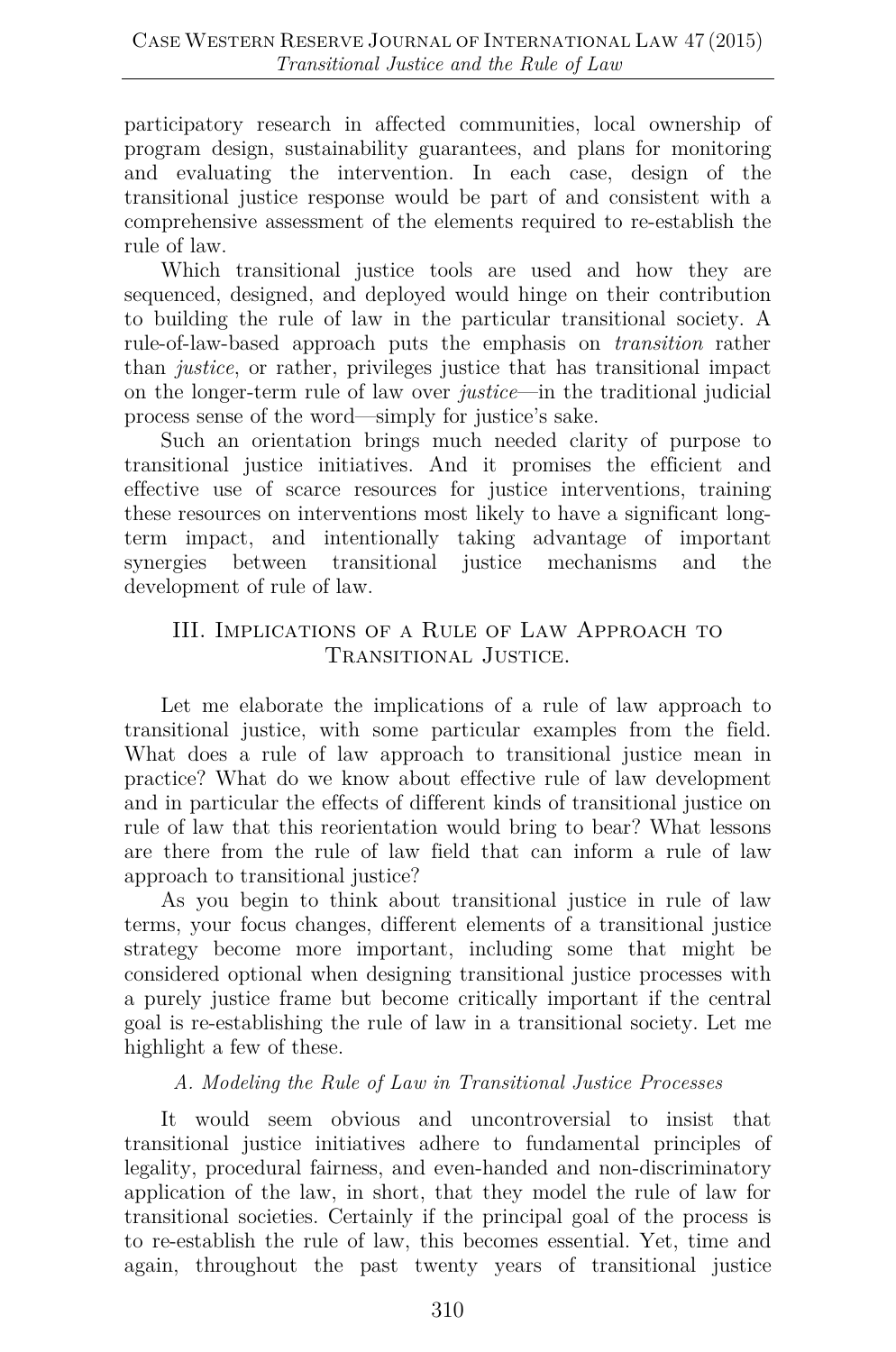participatory research in affected communities, local ownership of program design, sustainability guarantees, and plans for monitoring and evaluating the intervention. In each case, design of the transitional justice response would be part of and consistent with a comprehensive assessment of the elements required to re-establish the rule of law.

Which transitional justice tools are used and how they are sequenced, designed, and deployed would hinge on their contribution to building the rule of law in the particular transitional society. A rule-of-law-based approach puts the emphasis on *transition* rather than *justice*, or rather, privileges justice that has transitional impact on the longer-term rule of law over *justice*—in the traditional judicial process sense of the word—simply for justice's sake.

Such an orientation brings much needed clarity of purpose to transitional justice initiatives. And it promises the efficient and effective use of scarce resources for justice interventions, training these resources on interventions most likely to have a significant long-term impact, and intentionally taking advantage of important synergies between transitional justice mechanisms and the development of rule of law.

## III. Implications of a Rule of Law Approach to Transitional Justice.

Let me elaborate the implications of a rule of law approach to transitional justice, with some particular examples from the field. What does a rule of law approach to transitional justice mean in practice? What do we know about effective rule of law development and in particular the effects of different kinds of transitional justice on rule of law that this reorientation would bring to bear? What lessons are there from the rule of law field that can inform a rule of law approach to transitional justice?

As you begin to think about transitional justice in rule of law terms, your focus changes, different elements of a transitional justice strategy become more important, including some that might be considered optional when designing transitional justice processes with a purely justice frame but become critically important if the central goal is re-establishing the rule of law in a transitional society. Let me highlight a few of these.

### *A. Modeling the Rule of Law in Transitional Justice Processes*

It would seem obvious and uncontroversial to insist that transitional justice initiatives adhere to fundamental principles of legality, procedural fairness, and even-handed and non-discriminatory application of the law, in short, that they model the rule of law for transitional societies. Certainly if the principal goal of the process is to re-establish the rule of law, this becomes essential. Yet, time and again, throughout the past twenty years of transitional justice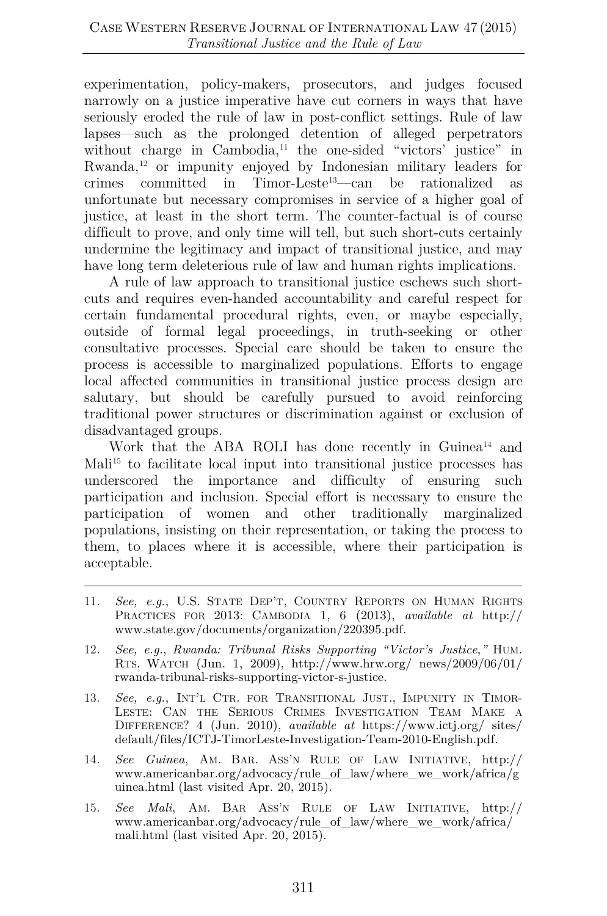experimentation, policy-makers, prosecutors, and judges focused narrowly on a justice imperative have cut corners in ways that have seriously eroded the rule of law in post-conflict settings. Rule of law lapses—such as the prolonged detention of alleged perpetrators without charge in Cambodia,[11] the one-sided "victors' justice" in Rwanda,[12] or impunity enjoyed by Indonesian military leaders for crimes committed in Timor-Leste[13]—can be rationalized as unfortunate but necessary compromises in service of a higher goal of justice, at least in the short term. The counter-factual is of course difficult to prove, and only time will tell, but such short-cuts certainly undermine the legitimacy and impact of transitional justice, and may have long term deleterious rule of law and human rights implications.

A rule of law approach to transitional justice eschews such short-cuts and requires even-handed accountability and careful respect for certain fundamental procedural rights, even, or maybe especially, outside of formal legal proceedings, in truth-seeking or other consultative processes. Special care should be taken to ensure the process is accessible to marginalized populations. Efforts to engage local affected communities in transitional justice process design are salutary, but should be carefully pursued to avoid reinforcing traditional power structures or discrimination against or exclusion of disadvantaged groups.

Work that the ABA ROLI has done recently in Guinea[14] and Mali[15] to facilitate local input into transitional justice processes has underscored the importance and difficulty of ensuring such participation and inclusion. Special effort is necessary to ensure the participation of women and other traditionally marginalized populations, insisting on their representation, or taking the process to them, to places where it is accessible, where their participation is acceptable.

---

11. *See, e.g.*, U.S. State Dep't, Country Reports on Human Rights Practices for 2013: Cambodia 1, 6 (2013), *available at* http://www.state.gov/documents/organization/220395.pdf.

12. *See, e.g.*, *Rwanda: Tribunal Risks Supporting "Victor's Justice*,*"* Hum. Rts. Watch (Jun. 1, 2009), http://www.hrw.org/ news/2009/06/01/rwanda-tribunal-risks-supporting-victor-s-justice.

13. *See, e.g.*, Int'l Ctr. for Transitional Just., Impunity in Timor-Leste: Can the Serious Crimes Investigation Team Make a Difference? 4 (Jun. 2010), *available at* https://www.ictj.org/ sites/default/files/ICTJ-TimorLeste-Investigation-Team-2010-English.pdf.

14. *See Guinea*, Am. Bar. Ass'n Rule of Law Initiative, http://www.americanbar.org/advocacy/rule_of_law/where_we_work/africa/guinea.html (last visited Apr. 20, 2015).

15. *See Mali*, Am. Bar Ass'n Rule of Law Initiative, http://www.americanbar.org/advocacy/rule_of_law/where_we_work/africa/mali.html (last visited Apr. 20, 2015).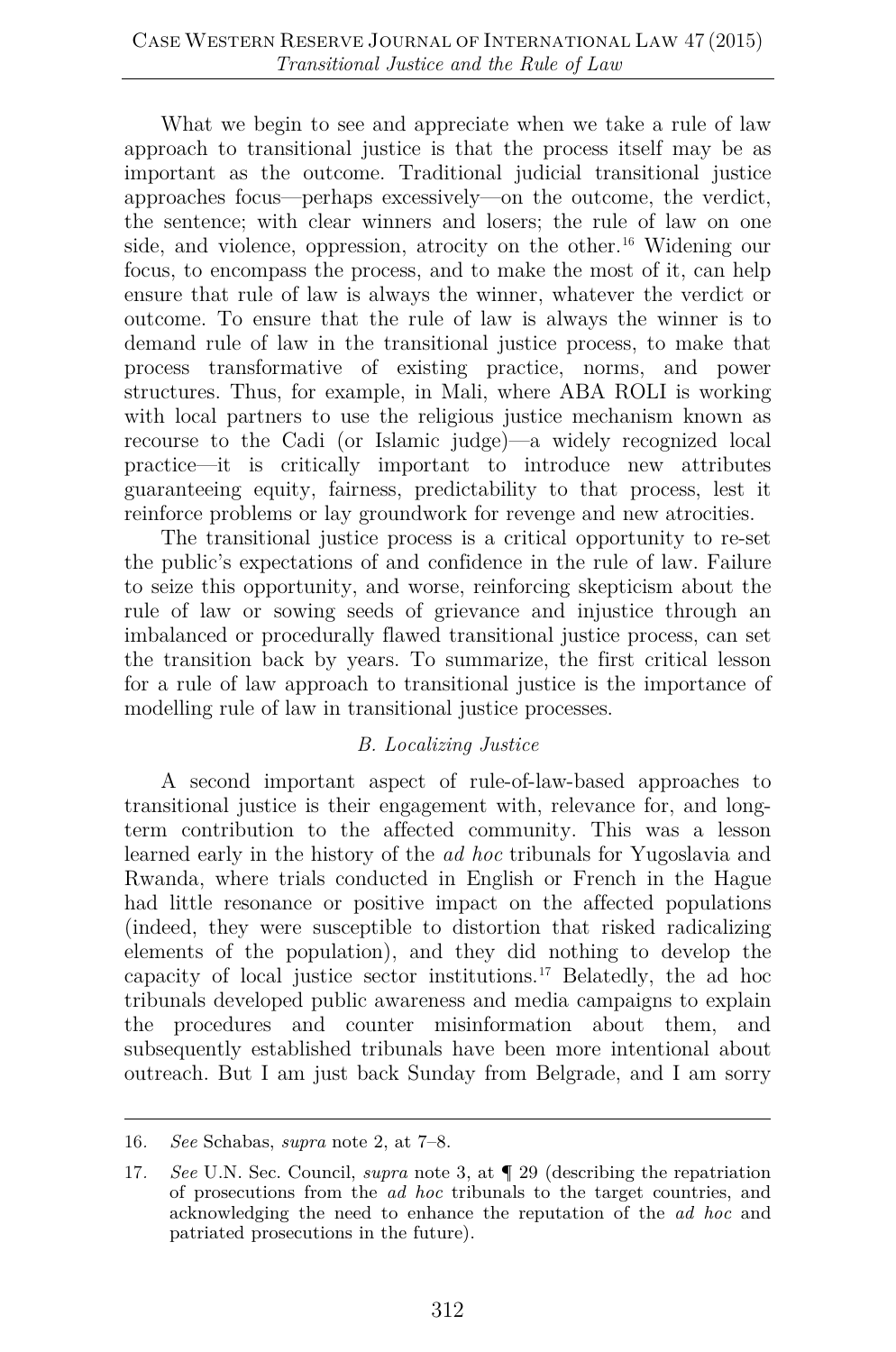What we begin to see and appreciate when we take a rule of law approach to transitional justice is that the process itself may be as important as the outcome. Traditional judicial transitional justice approaches focus—perhaps excessively—on the outcome, the verdict, the sentence; with clear winners and losers; the rule of law on one side, and violence, oppression, atrocity on the other.[16] Widening our focus, to encompass the process, and to make the most of it, can help ensure that rule of law is always the winner, whatever the verdict or outcome. To ensure that the rule of law is always the winner is to demand rule of law in the transitional justice process, to make that process transformative of existing practice, norms, and power structures. Thus, for example, in Mali, where ABA ROLI is working with local partners to use the religious justice mechanism known as recourse to the Cadi (or Islamic judge)—a widely recognized local practice—it is critically important to introduce new attributes guaranteeing equity, fairness, predictability to that process, lest it reinforce problems or lay groundwork for revenge and new atrocities.

The transitional justice process is a critical opportunity to re-set the public's expectations of and confidence in the rule of law. Failure to seize this opportunity, and worse, reinforcing skepticism about the rule of law or sowing seeds of grievance and injustice through an imbalanced or procedurally flawed transitional justice process, can set the transition back by years. To summarize, the first critical lesson for a rule of law approach to transitional justice is the importance of modelling rule of law in transitional justice processes.

### *B. Localizing Justice*

A second important aspect of rule-of-law-based approaches to transitional justice is their engagement with, relevance for, and long-term contribution to the affected community. This was a lesson learned early in the history of the *ad hoc* tribunals for Yugoslavia and Rwanda, where trials conducted in English or French in the Hague had little resonance or positive impact on the affected populations (indeed, they were susceptible to distortion that risked radicalizing elements of the population), and they did nothing to develop the capacity of local justice sector institutions.[17] Belatedly, the ad hoc tribunals developed public awareness and media campaigns to explain the procedures and counter misinformation about them, and subsequently established tribunals have been more intentional about outreach. But I am just back Sunday from Belgrade, and I am sorry

---

16. *See* Schabas, *supra* note 2, at 7–8.

17. *See* U.N. Sec. Council, *supra* note 3, at ¶ 29 (describing the repatriation of prosecutions from the *ad hoc* tribunals to the target countries, and acknowledging the need to enhance the reputation of the *ad hoc* and patriated prosecutions in the future).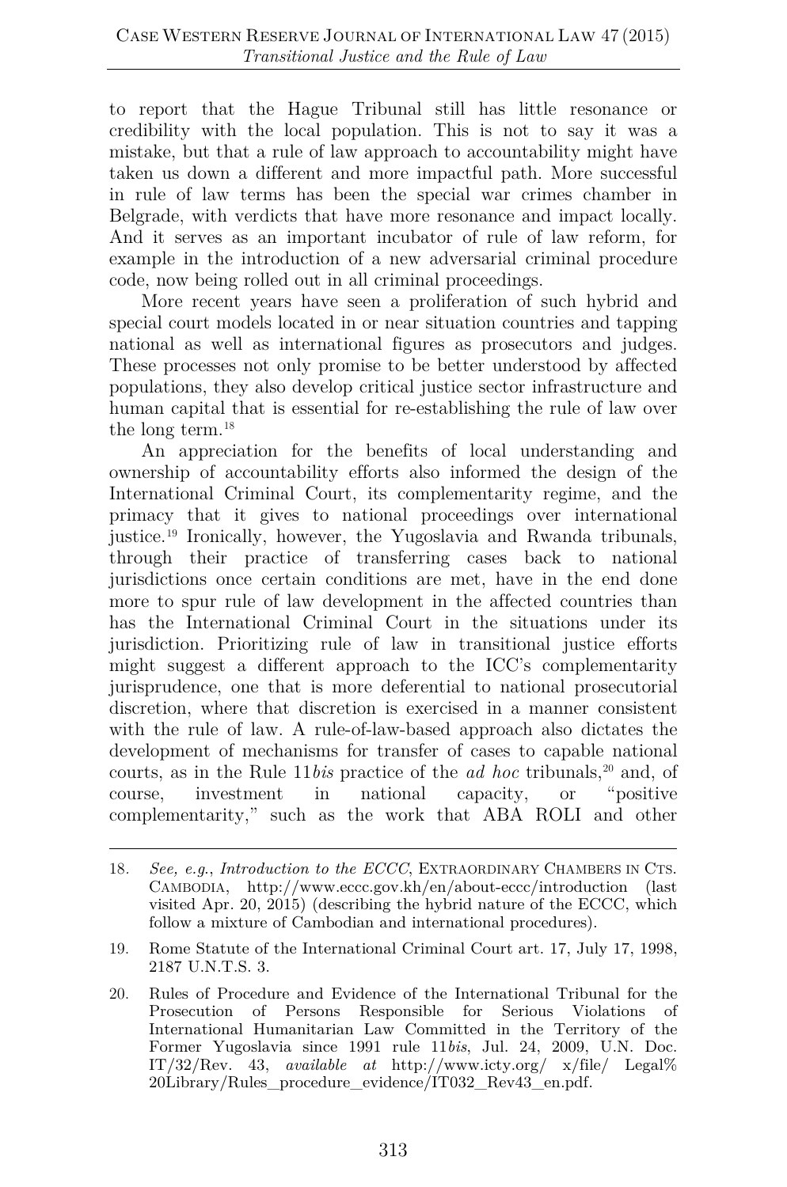to report that the Hague Tribunal still has little resonance or credibility with the local population. This is not to say it was a mistake, but that a rule of law approach to accountability might have taken us down a different and more impactful path. More successful in rule of law terms has been the special war crimes chamber in Belgrade, with verdicts that have more resonance and impact locally. And it serves as an important incubator of rule of law reform, for example in the introduction of a new adversarial criminal procedure code, now being rolled out in all criminal proceedings.

More recent years have seen a proliferation of such hybrid and special court models located in or near situation countries and tapping national as well as international figures as prosecutors and judges. These processes not only promise to be better understood by affected populations, they also develop critical justice sector infrastructure and human capital that is essential for re-establishing the rule of law over the long term.[18]

An appreciation for the benefits of local understanding and ownership of accountability efforts also informed the design of the International Criminal Court, its complementarity regime, and the primacy that it gives to national proceedings over international justice.[19] Ironically, however, the Yugoslavia and Rwanda tribunals, through their practice of transferring cases back to national jurisdictions once certain conditions are met, have in the end done more to spur rule of law development in the affected countries than has the International Criminal Court in the situations under its jurisdiction. Prioritizing rule of law in transitional justice efforts might suggest a different approach to the ICC's complementarity jurisprudence, one that is more deferential to national prosecutorial discretion, where that discretion is exercised in a manner consistent with the rule of law. A rule-of-law-based approach also dictates the development of mechanisms for transfer of cases to capable national courts, as in the Rule 11*bis* practice of the *ad hoc* tribunals,[20] and, of course, investment in national capacity, or "positive complementarity," such as the work that ABA ROLI and other

---

18. *See, e.g.*, *Introduction to the ECCC*, EXTRAORDINARY CHAMBERS IN CTS. CAMBODIA, http://www.eccc.gov.kh/en/about-eccc/introduction (last visited Apr. 20, 2015) (describing the hybrid nature of the ECCC, which follow a mixture of Cambodian and international procedures).

19. Rome Statute of the International Criminal Court art. 17, July 17, 1998, 2187 U.N.T.S. 3.

20. Rules of Procedure and Evidence of the International Tribunal for the Prosecution of Persons Responsible for Serious Violations of International Humanitarian Law Committed in the Territory of the Former Yugoslavia since 1991 rule 11*bis*, Jul. 24, 2009, U.N. Doc. IT/32/Rev. 43, *available at* http://www.icty.org/ x/file/ Legal%20Library/Rules_procedure_evidence/IT032_Rev43_en.pdf.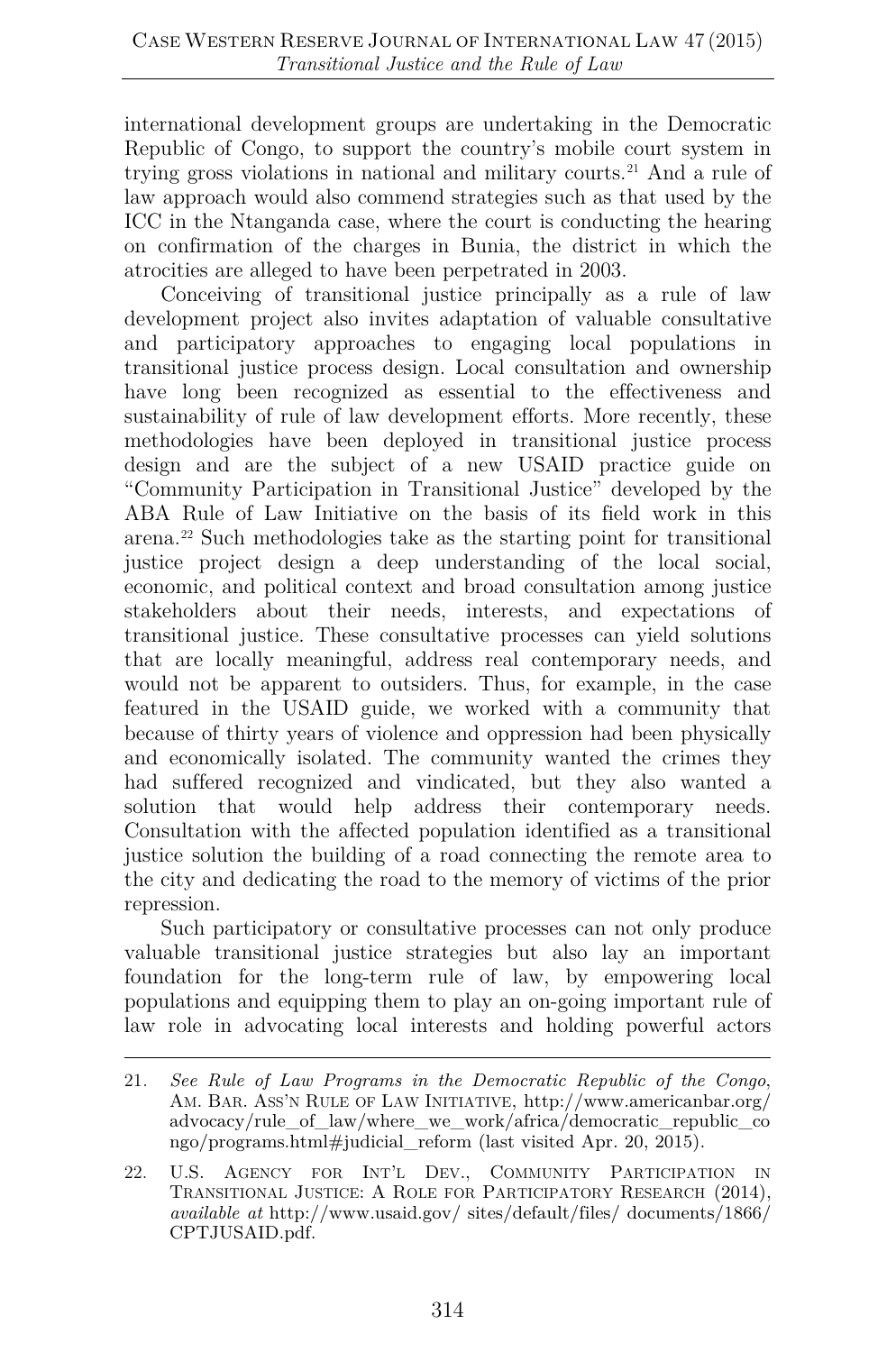international development groups are undertaking in the Democratic Republic of Congo, to support the country's mobile court system in trying gross violations in national and military courts.[21] And a rule of law approach would also commend strategies such as that used by the ICC in the Ntanganda case, where the court is conducting the hearing on confirmation of the charges in Bunia, the district in which the atrocities are alleged to have been perpetrated in 2003.

Conceiving of transitional justice principally as a rule of law development project also invites adaptation of valuable consultative and participatory approaches to engaging local populations in transitional justice process design. Local consultation and ownership have long been recognized as essential to the effectiveness and sustainability of rule of law development efforts. More recently, these methodologies have been deployed in transitional justice process design and are the subject of a new USAID practice guide on "Community Participation in Transitional Justice" developed by the ABA Rule of Law Initiative on the basis of its field work in this arena.[22] Such methodologies take as the starting point for transitional justice project design a deep understanding of the local social, economic, and political context and broad consultation among justice stakeholders about their needs, interests, and expectations of transitional justice. These consultative processes can yield solutions that are locally meaningful, address real contemporary needs, and would not be apparent to outsiders. Thus, for example, in the case featured in the USAID guide, we worked with a community that because of thirty years of violence and oppression had been physically and economically isolated. The community wanted the crimes they had suffered recognized and vindicated, but they also wanted a solution that would help address their contemporary needs. Consultation with the affected population identified as a transitional justice solution the building of a road connecting the remote area to the city and dedicating the road to the memory of victims of the prior repression.

Such participatory or consultative processes can not only produce valuable transitional justice strategies but also lay an important foundation for the long-term rule of law, by empowering local populations and equipping them to play an on-going important rule of law role in advocating local interests and holding powerful actors

---

21. *See Rule of Law Programs in the Democratic Republic of the Congo*, AM. BAR. ASS'N RULE OF LAW INITIATIVE, http://www.americanbar.org/advocacy/rule_of_law/where_we_work/africa/democratic_republic_congo/programs.html#judicial_reform (last visited Apr. 20, 2015).

22. U.S. AGENCY FOR INT'L DEV., COMMUNITY PARTICIPATION IN TRANSITIONAL JUSTICE: A ROLE FOR PARTICIPATORY RESEARCH (2014), *available at* http://www.usaid.gov/ sites/default/files/ documents/1866/ CPTJUSAID.pdf.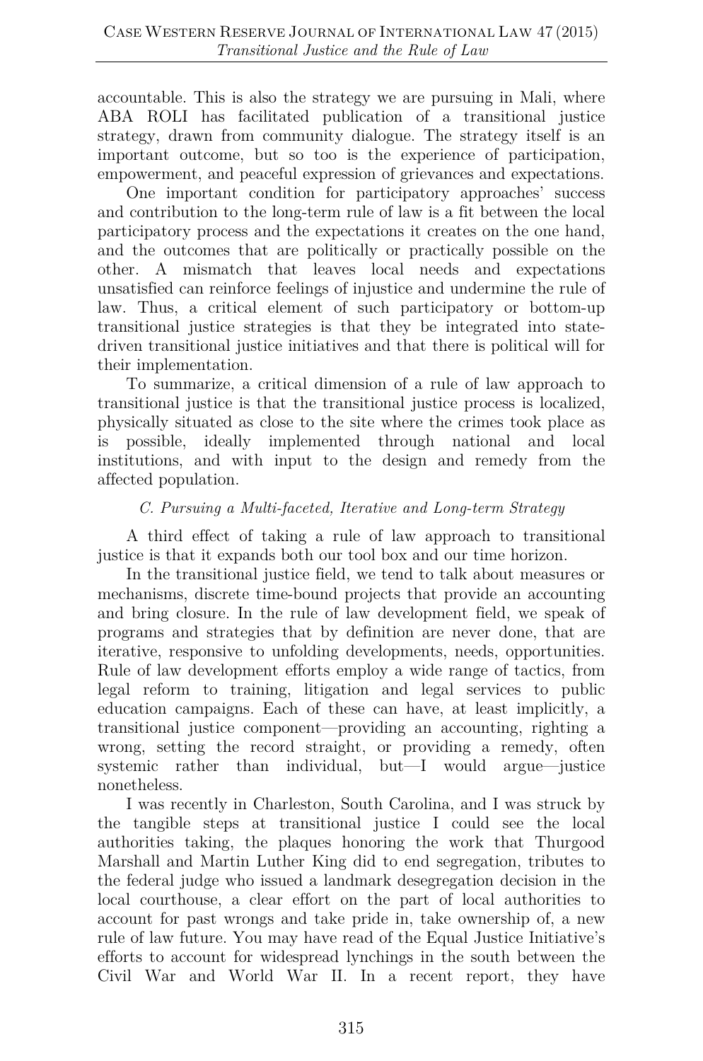accountable. This is also the strategy we are pursuing in Mali, where ABA ROLI has facilitated publication of a transitional justice strategy, drawn from community dialogue. The strategy itself is an important outcome, but so too is the experience of participation, empowerment, and peaceful expression of grievances and expectations.

One important condition for participatory approaches' success and contribution to the long-term rule of law is a fit between the local participatory process and the expectations it creates on the one hand, and the outcomes that are politically or practically possible on the other. A mismatch that leaves local needs and expectations unsatisfied can reinforce feelings of injustice and undermine the rule of law. Thus, a critical element of such participatory or bottom-up transitional justice strategies is that they be integrated into state-driven transitional justice initiatives and that there is political will for their implementation.

To summarize, a critical dimension of a rule of law approach to transitional justice is that the transitional justice process is localized, physically situated as close to the site where the crimes took place as is possible, ideally implemented through national and local institutions, and with input to the design and remedy from the affected population.

### *C. Pursuing a Multi-faceted, Iterative and Long-term Strategy*

A third effect of taking a rule of law approach to transitional justice is that it expands both our tool box and our time horizon.

In the transitional justice field, we tend to talk about measures or mechanisms, discrete time-bound projects that provide an accounting and bring closure. In the rule of law development field, we speak of programs and strategies that by definition are never done, that are iterative, responsive to unfolding developments, needs, opportunities. Rule of law development efforts employ a wide range of tactics, from legal reform to training, litigation and legal services to public education campaigns. Each of these can have, at least implicitly, a transitional justice component—providing an accounting, righting a wrong, setting the record straight, or providing a remedy, often systemic rather than individual, but—I would argue—justice nonetheless.

I was recently in Charleston, South Carolina, and I was struck by the tangible steps at transitional justice I could see the local authorities taking, the plaques honoring the work that Thurgood Marshall and Martin Luther King did to end segregation, tributes to the federal judge who issued a landmark desegregation decision in the local courthouse, a clear effort on the part of local authorities to account for past wrongs and take pride in, take ownership of, a new rule of law future. You may have read of the Equal Justice Initiative's efforts to account for widespread lynchings in the south between the Civil War and World War II. In a recent report, they have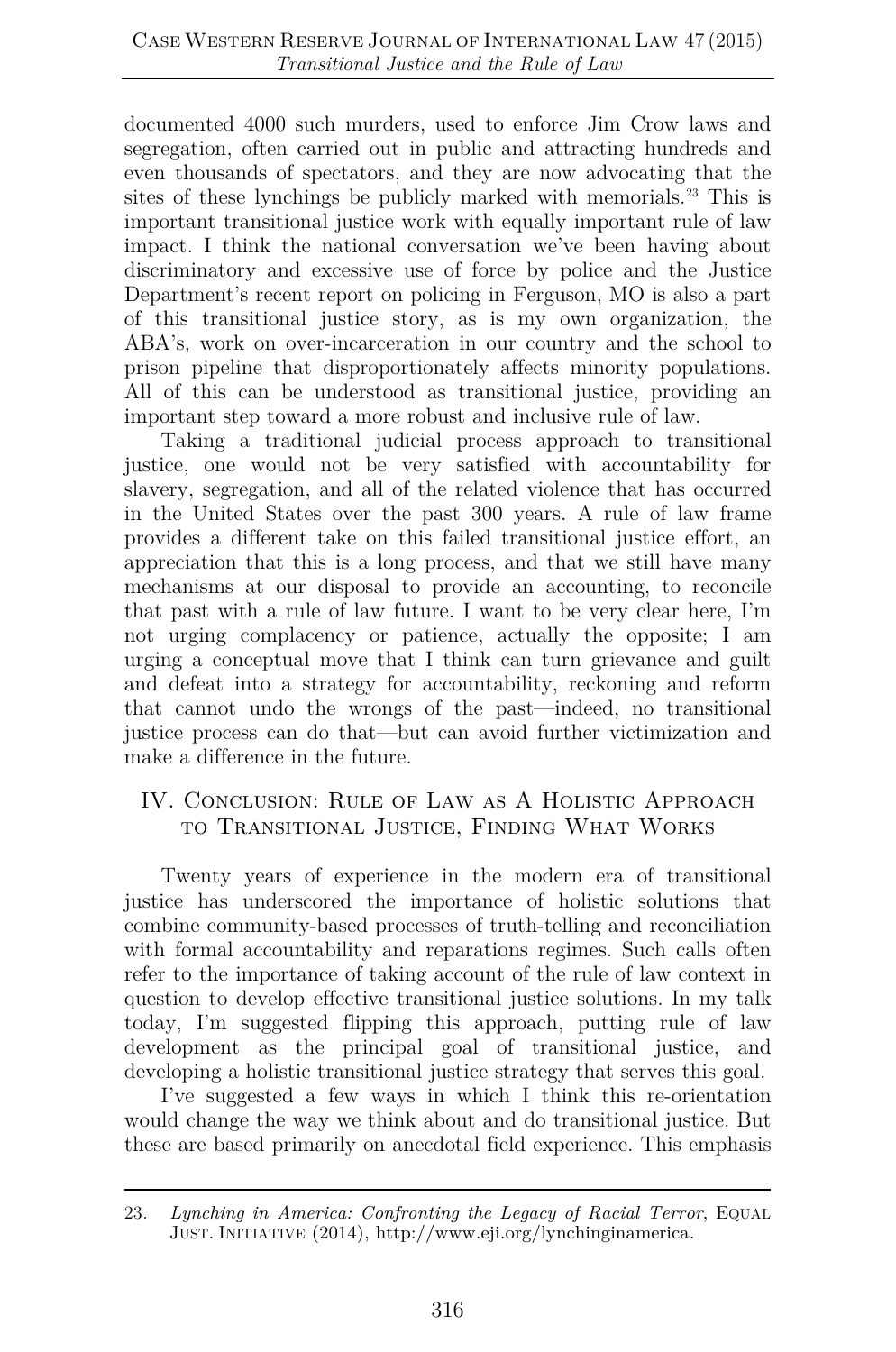documented 4000 such murders, used to enforce Jim Crow laws and segregation, often carried out in public and attracting hundreds and even thousands of spectators, and they are now advocating that the sites of these lynchings be publicly marked with memorials.[23] This is important transitional justice work with equally important rule of law impact. I think the national conversation we've been having about discriminatory and excessive use of force by police and the Justice Department's recent report on policing in Ferguson, MO is also a part of this transitional justice story, as is my own organization, the ABA's, work on over-incarceration in our country and the school to prison pipeline that disproportionately affects minority populations. All of this can be understood as transitional justice, providing an important step toward a more robust and inclusive rule of law.

Taking a traditional judicial process approach to transitional justice, one would not be very satisfied with accountability for slavery, segregation, and all of the related violence that has occurred in the United States over the past 300 years. A rule of law frame provides a different take on this failed transitional justice effort, an appreciation that this is a long process, and that we still have many mechanisms at our disposal to provide an accounting, to reconcile that past with a rule of law future. I want to be very clear here, I'm not urging complacency or patience, actually the opposite; I am urging a conceptual move that I think can turn grievance and guilt and defeat into a strategy for accountability, reckoning and reform that cannot undo the wrongs of the past—indeed, no transitional justice process can do that—but can avoid further victimization and make a difference in the future.

## IV. Conclusion: Rule of Law as A Holistic Approach to Transitional Justice, Finding What Works

Twenty years of experience in the modern era of transitional justice has underscored the importance of holistic solutions that combine community-based processes of truth-telling and reconciliation with formal accountability and reparations regimes. Such calls often refer to the importance of taking account of the rule of law context in question to develop effective transitional justice solutions. In my talk today, I'm suggested flipping this approach, putting rule of law development as the principal goal of transitional justice, and developing a holistic transitional justice strategy that serves this goal.

I've suggested a few ways in which I think this re-orientation would change the way we think about and do transitional justice. But these are based primarily on anecdotal field experience. This emphasis

---

23. *Lynching in America: Confronting the Legacy of Racial Terror*, Equal Just. Initiative (2014), http://www.eji.org/lynchinginamerica.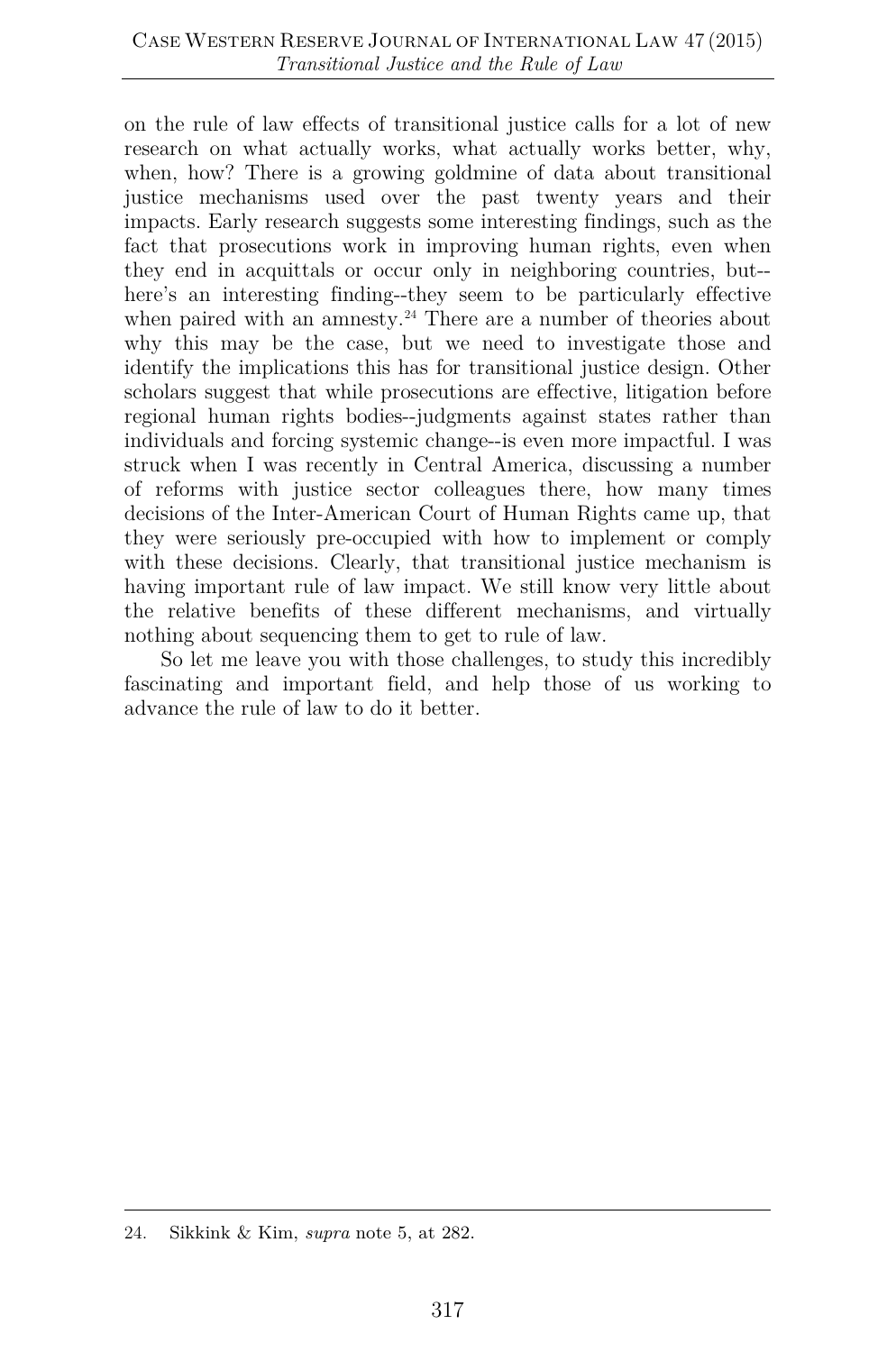on the rule of law effects of transitional justice calls for a lot of new research on what actually works, what actually works better, why, when, how? There is a growing goldmine of data about transitional justice mechanisms used over the past twenty years and their impacts. Early research suggests some interesting findings, such as the fact that prosecutions work in improving human rights, even when they end in acquittals or occur only in neighboring countries, but--here's an interesting finding--they seem to be particularly effective when paired with an amnesty.[24] There are a number of theories about why this may be the case, but we need to investigate those and identify the implications this has for transitional justice design. Other scholars suggest that while prosecutions are effective, litigation before regional human rights bodies--judgments against states rather than individuals and forcing systemic change--is even more impactful. I was struck when I was recently in Central America, discussing a number of reforms with justice sector colleagues there, how many times decisions of the Inter-American Court of Human Rights came up, that they were seriously pre-occupied with how to implement or comply with these decisions. Clearly, that transitional justice mechanism is having important rule of law impact. We still know very little about the relative benefits of these different mechanisms, and virtually nothing about sequencing them to get to rule of law.

So let me leave you with those challenges, to study this incredibly fascinating and important field, and help those of us working to advance the rule of law to do it better.

24. Sikkink & Kim, *supra* note 5, at 282.